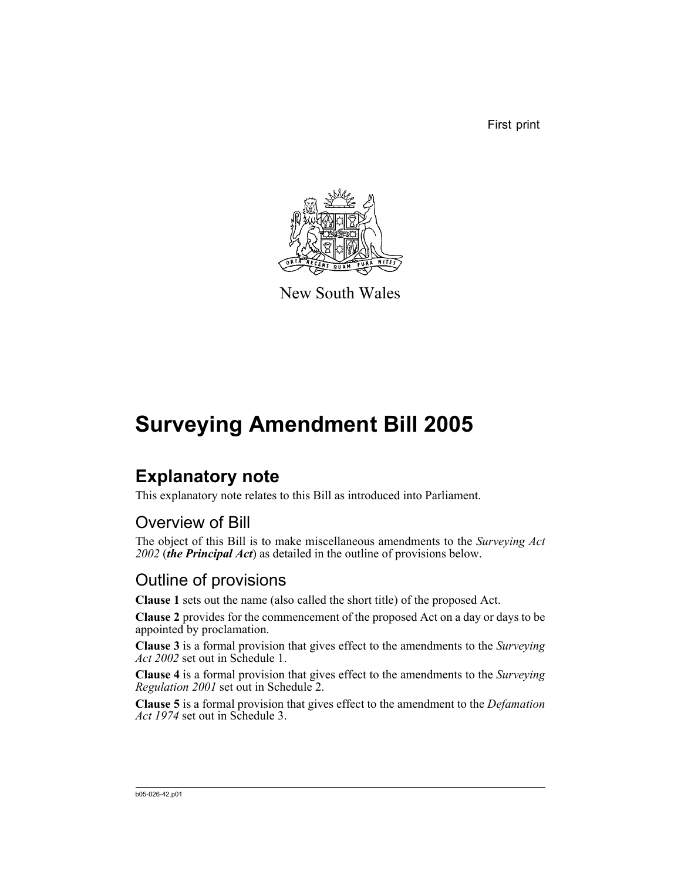First print

New South Wales

# Surveying Amendment Bill 2005

## Explanatory note

This explanatory note relates to this Bill as introduced into Parliament.

### Overview of Bill

The object of this Bill is to make miscellaneous amendments to the *Surveying Act 2002* (***the Principal Act***) as detailed in the outline of provisions below.

### Outline of provisions

**Clause 1** sets out the name (also called the short title) of the proposed Act.

**Clause 2** provides for the commencement of the proposed Act on a day or days to be appointed by proclamation.

**Clause 3** is a formal provision that gives effect to the amendments to the *Surveying Act 2002* set out in Schedule 1.

**Clause 4** is a formal provision that gives effect to the amendments to the *Surveying Regulation 2001* set out in Schedule 2.

**Clause 5** is a formal provision that gives effect to the amendment to the *Defamation Act 1974* set out in Schedule 3.

b05-026-42.p01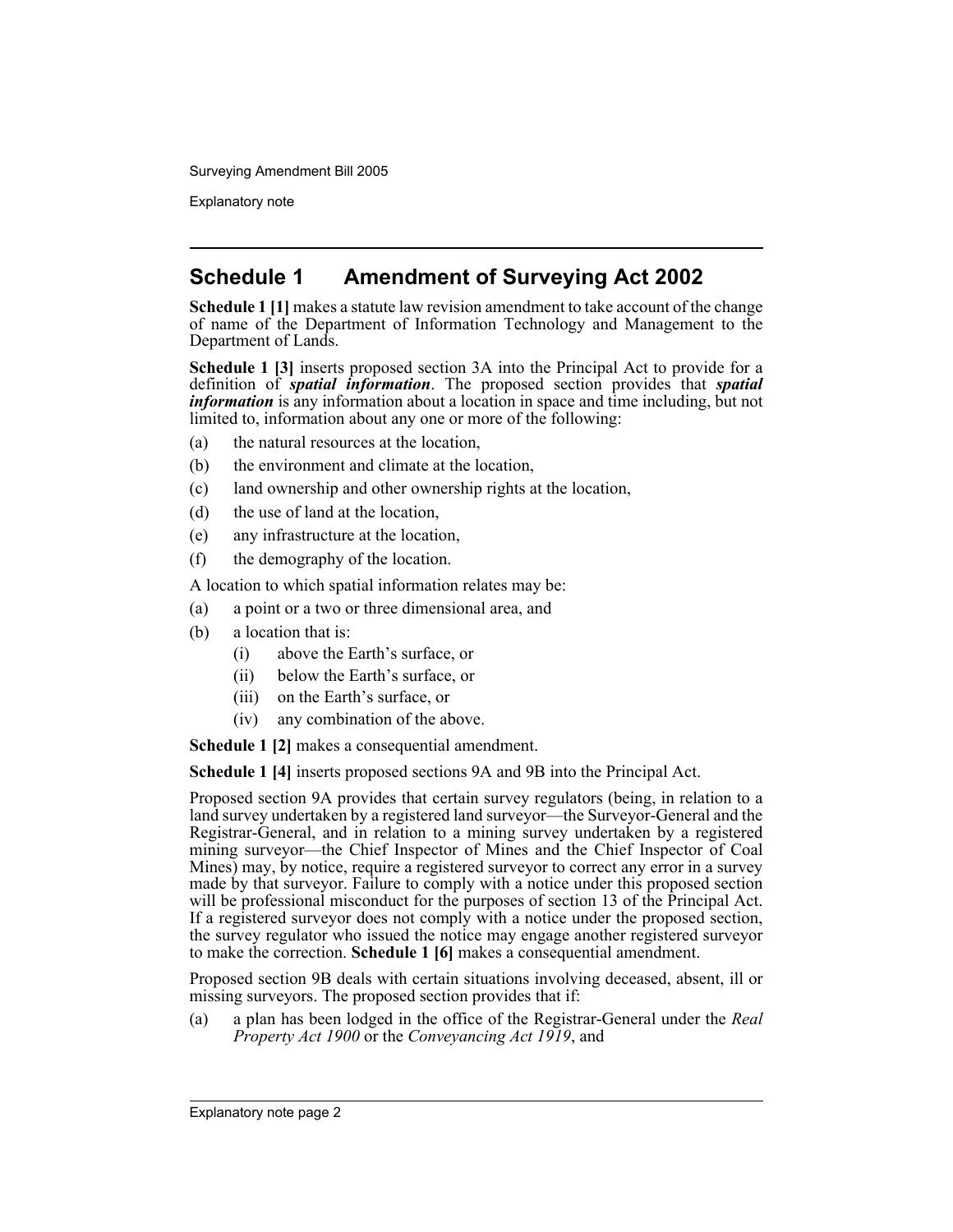## Schedule 1 Amendment of Surveying Act 2002

**Schedule 1 [1]** makes a statute law revision amendment to take account of the change of name of the Department of Information Technology and Management to the Department of Lands.

**Schedule 1 [3]** inserts proposed section 3A into the Principal Act to provide for a definition of ***spatial information***. The proposed section provides that ***spatial information*** is any information about a location in space and time including, but not limited to, information about any one or more of the following:

(a) the natural resources at the location,

(b) the environment and climate at the location,

(c) land ownership and other ownership rights at the location,

(d) the use of land at the location,

(e) any infrastructure at the location,

(f) the demography of the location.

A location to which spatial information relates may be:

(a) a point or a two or three dimensional area, and

(b) a location that is:

  (i) above the Earth's surface, or

  (ii) below the Earth's surface, or

  (iii) on the Earth's surface, or

  (iv) any combination of the above.

**Schedule 1 [2]** makes a consequential amendment.

**Schedule 1 [4]** inserts proposed sections 9A and 9B into the Principal Act.

Proposed section 9A provides that certain survey regulators (being, in relation to a land survey undertaken by a registered land surveyor—the Surveyor-General and the Registrar-General, and in relation to a mining survey undertaken by a registered mining surveyor—the Chief Inspector of Mines and the Chief Inspector of Coal Mines) may, by notice, require a registered surveyor to correct any error in a survey made by that surveyor. Failure to comply with a notice under this proposed section will be professional misconduct for the purposes of section 13 of the Principal Act. If a registered surveyor does not comply with a notice under the proposed section, the survey regulator who issued the notice may engage another registered surveyor to make the correction. **Schedule 1 [6]** makes a consequential amendment.

Proposed section 9B deals with certain situations involving deceased, absent, ill or missing surveyors. The proposed section provides that if:

(a) a plan has been lodged in the office of the Registrar-General under the *Real Property Act 1900* or the *Conveyancing Act 1919*, and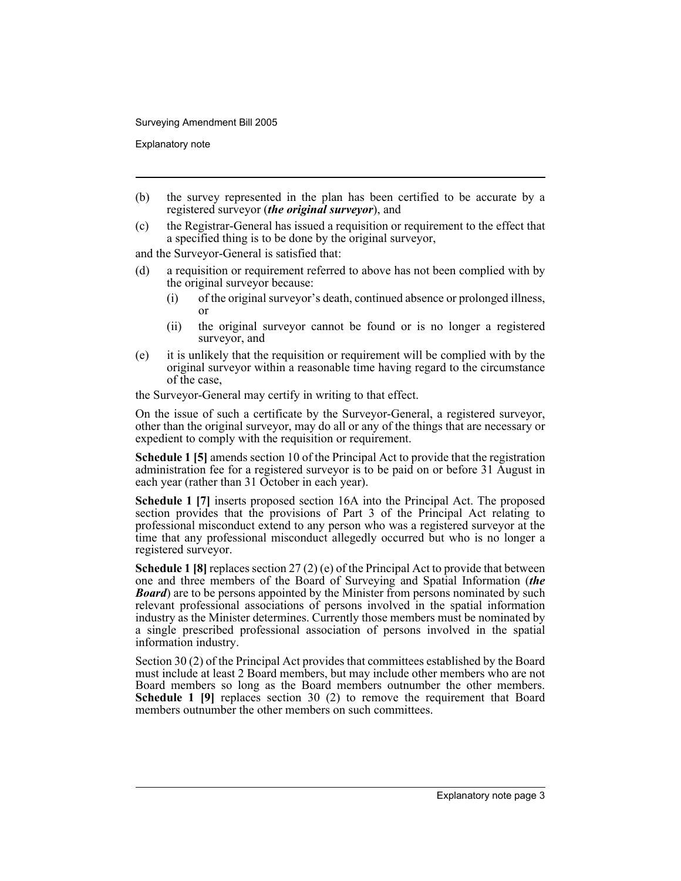(b) the survey represented in the plan has been certified to be accurate by a registered surveyor (***the original surveyor***), and

(c) the Registrar-General has issued a requisition or requirement to the effect that a specified thing is to be done by the original surveyor,

and the Surveyor-General is satisfied that:

(d) a requisition or requirement referred to above has not been complied with by the original surveyor because:

  (i) of the original surveyor's death, continued absence or prolonged illness, or

  (ii) the original surveyor cannot be found or is no longer a registered surveyor, and

(e) it is unlikely that the requisition or requirement will be complied with by the original surveyor within a reasonable time having regard to the circumstance of the case,

the Surveyor-General may certify in writing to that effect.

On the issue of such a certificate by the Surveyor-General, a registered surveyor, other than the original surveyor, may do all or any of the things that are necessary or expedient to comply with the requisition or requirement.

**Schedule 1 [5]** amends section 10 of the Principal Act to provide that the registration administration fee for a registered surveyor is to be paid on or before 31 August in each year (rather than 31 October in each year).

**Schedule 1 [7]** inserts proposed section 16A into the Principal Act. The proposed section provides that the provisions of Part 3 of the Principal Act relating to professional misconduct extend to any person who was a registered surveyor at the time that any professional misconduct allegedly occurred but who is no longer a registered surveyor.

**Schedule 1 [8]** replaces section 27 (2) (e) of the Principal Act to provide that between one and three members of the Board of Surveying and Spatial Information (***the Board***) are to be persons appointed by the Minister from persons nominated by such relevant professional associations of persons involved in the spatial information industry as the Minister determines. Currently those members must be nominated by a single prescribed professional association of persons involved in the spatial information industry.

Section 30 (2) of the Principal Act provides that committees established by the Board must include at least 2 Board members, but may include other members who are not Board members so long as the Board members outnumber the other members. **Schedule 1 [9]** replaces section 30 (2) to remove the requirement that Board members outnumber the other members on such committees.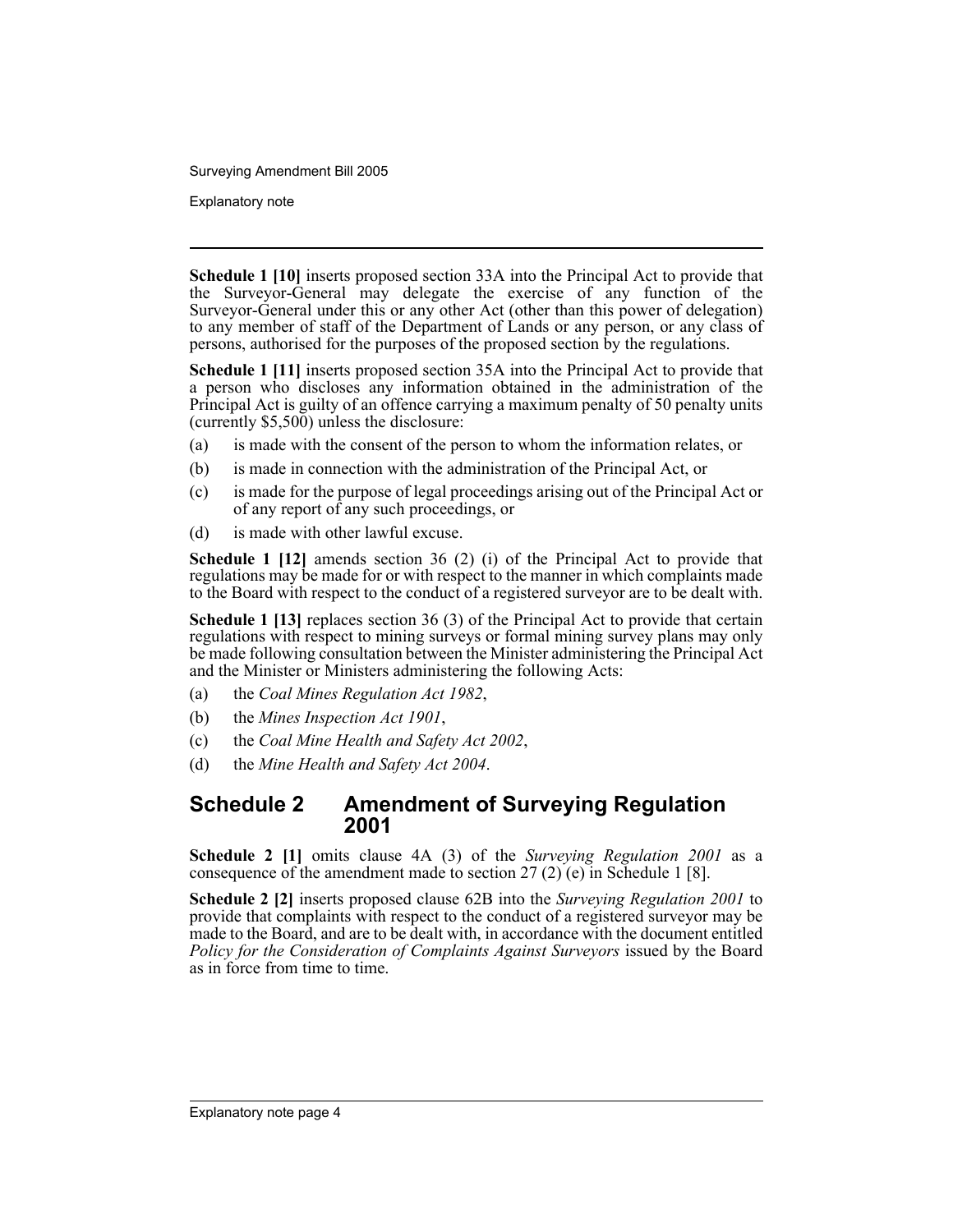**Schedule 1 [10]** inserts proposed section 33A into the Principal Act to provide that the Surveyor-General may delegate the exercise of any function of the Surveyor-General under this or any other Act (other than this power of delegation) to any member of staff of the Department of Lands or any person, or any class of persons, authorised for the purposes of the proposed section by the regulations.

**Schedule 1 [11]** inserts proposed section 35A into the Principal Act to provide that a person who discloses any information obtained in the administration of the Principal Act is guilty of an offence carrying a maximum penalty of 50 penalty units (currently $5,500) unless the disclosure:

(a) is made with the consent of the person to whom the information relates, or

(b) is made in connection with the administration of the Principal Act, or

(c) is made for the purpose of legal proceedings arising out of the Principal Act or of any report of any such proceedings, or

(d) is made with other lawful excuse.

**Schedule 1 [12]** amends section 36 (2) (i) of the Principal Act to provide that regulations may be made for or with respect to the manner in which complaints made to the Board with respect to the conduct of a registered surveyor are to be dealt with.

**Schedule 1 [13]** replaces section 36 (3) of the Principal Act to provide that certain regulations with respect to mining surveys or formal mining survey plans may only be made following consultation between the Minister administering the Principal Act and the Minister or Ministers administering the following Acts:

(a) the *Coal Mines Regulation Act 1982*,

(b) the *Mines Inspection Act 1901*,

(c) the *Coal Mine Health and Safety Act 2002*,

(d) the *Mine Health and Safety Act 2004*.

## Schedule 2 Amendment of Surveying Regulation 2001

**Schedule 2 [1]** omits clause 4A (3) of the *Surveying Regulation 2001* as a consequence of the amendment made to section 27 (2) (e) in Schedule 1 [8].

**Schedule 2 [2]** inserts proposed clause 62B into the *Surveying Regulation 2001* to provide that complaints with respect to the conduct of a registered surveyor may be made to the Board, and are to be dealt with, in accordance with the document entitled *Policy for the Consideration of Complaints Against Surveyors* issued by the Board as in force from time to time.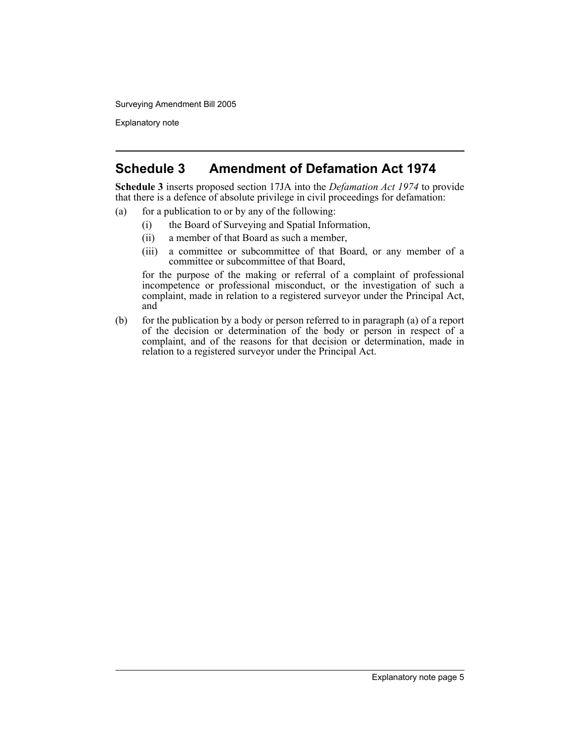## Schedule 3 Amendment of Defamation Act 1974

**Schedule 3** inserts proposed section 17JA into the *Defamation Act 1974* to provide that there is a defence of absolute privilege in civil proceedings for defamation:

(a) for a publication to or by any of the following:

   (i) the Board of Surveying and Spatial Information,

   (ii) a member of that Board as such a member,

   (iii) a committee or subcommittee of that Board, or any member of a committee or subcommittee of that Board,

   for the purpose of the making or referral of a complaint of professional incompetence or professional misconduct, or the investigation of such a complaint, made in relation to a registered surveyor under the Principal Act, and

(b) for the publication by a body or person referred to in paragraph (a) of a report of the decision or determination of the body or person in respect of a complaint, and of the reasons for that decision or determination, made in relation to a registered surveyor under the Principal Act.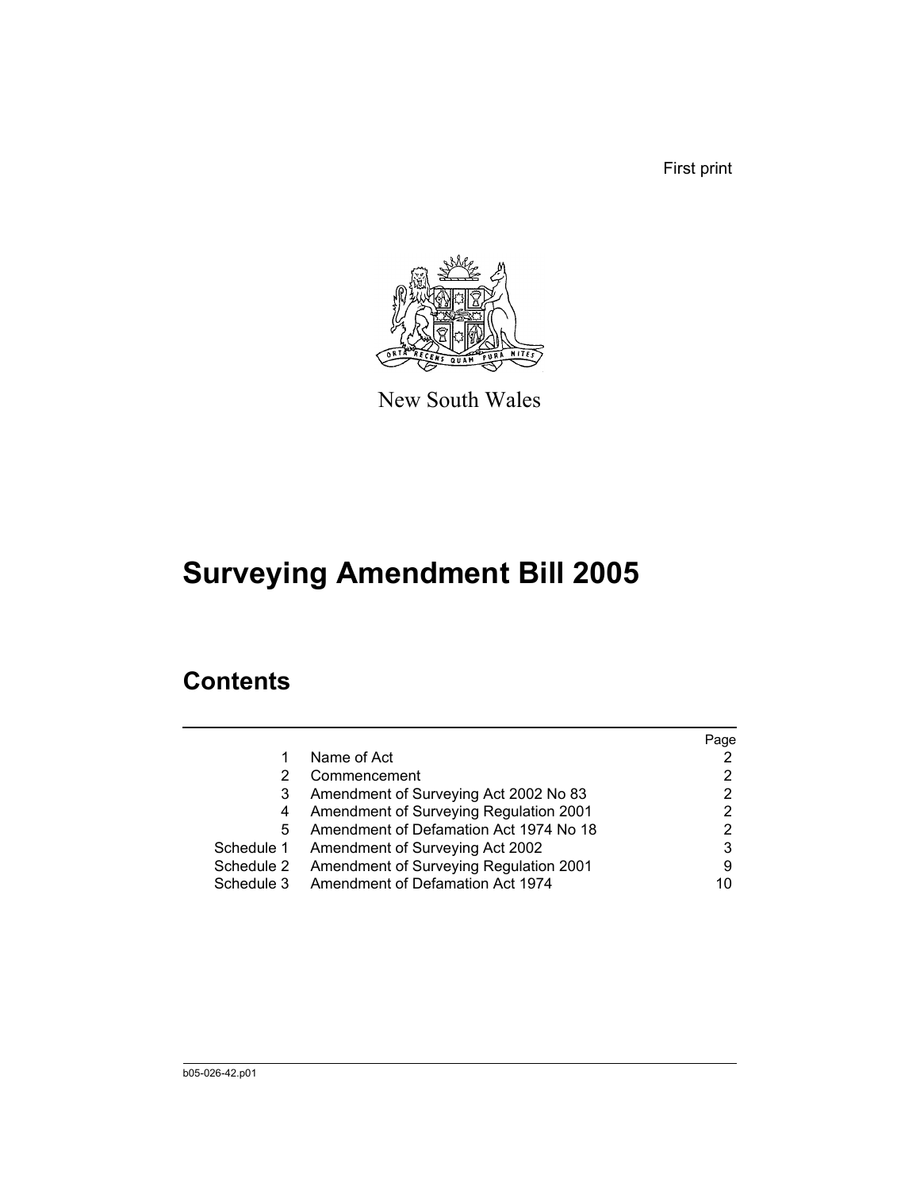First print

New South Wales

# Surveying Amendment Bill 2005

## Contents

| | | Page |
|---|---|---|
| 1 | Name of Act | 2 |
| 2 | Commencement | 2 |
| 3 | Amendment of Surveying Act 2002 No 83 | 2 |
| 4 | Amendment of Surveying Regulation 2001 | 2 |
| 5 | Amendment of Defamation Act 1974 No 18 | 2 |
| Schedule 1 | Amendment of Surveying Act 2002 | 3 |
| Schedule 2 | Amendment of Surveying Regulation 2001 | 9 |
| Schedule 3 | Amendment of Defamation Act 1974 | 10 |

b05-026-42.p01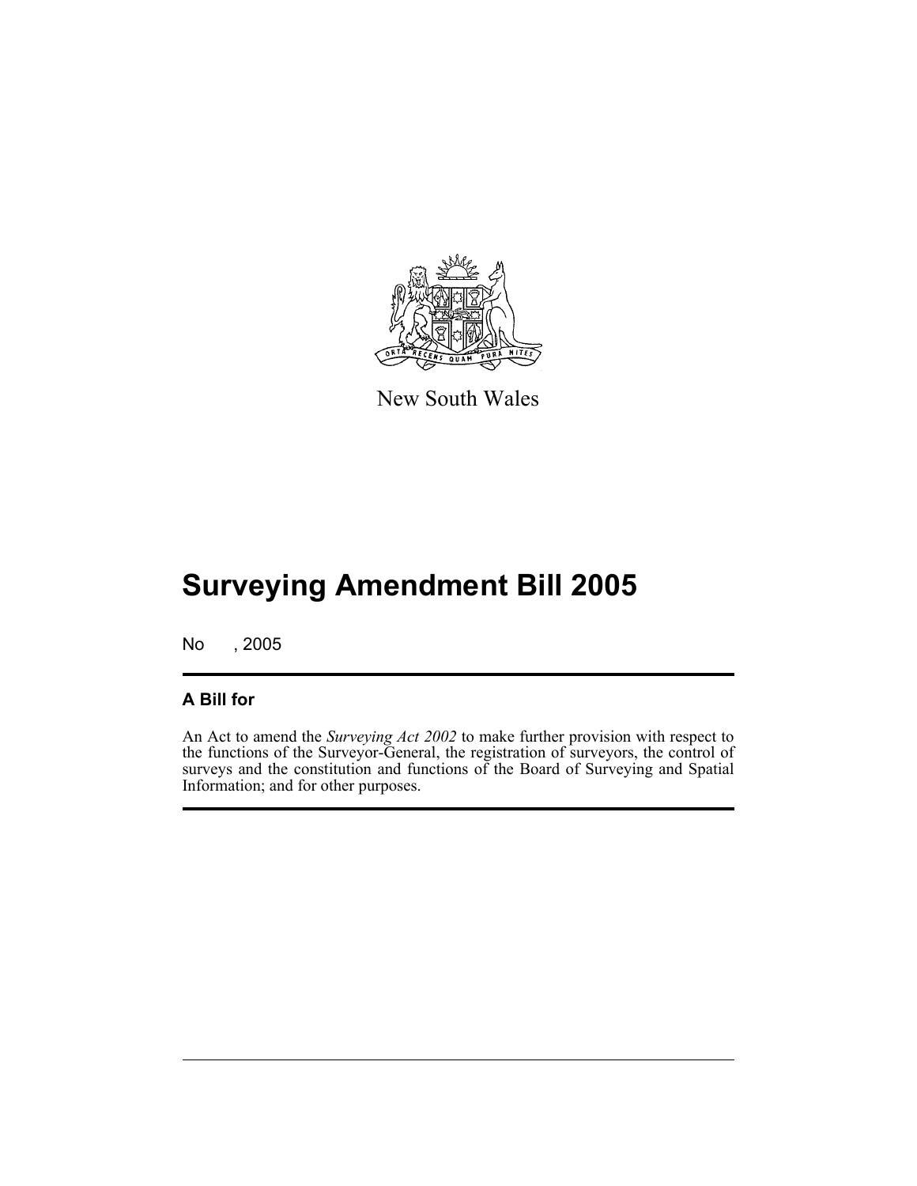New South Wales

# Surveying Amendment Bill 2005

No , 2005

## A Bill for

An Act to amend the *Surveying Act 2002* to make further provision with respect to the functions of the Surveyor-General, the registration of surveyors, the control of surveys and the constitution and functions of the Board of Surveying and Spatial Information; and for other purposes.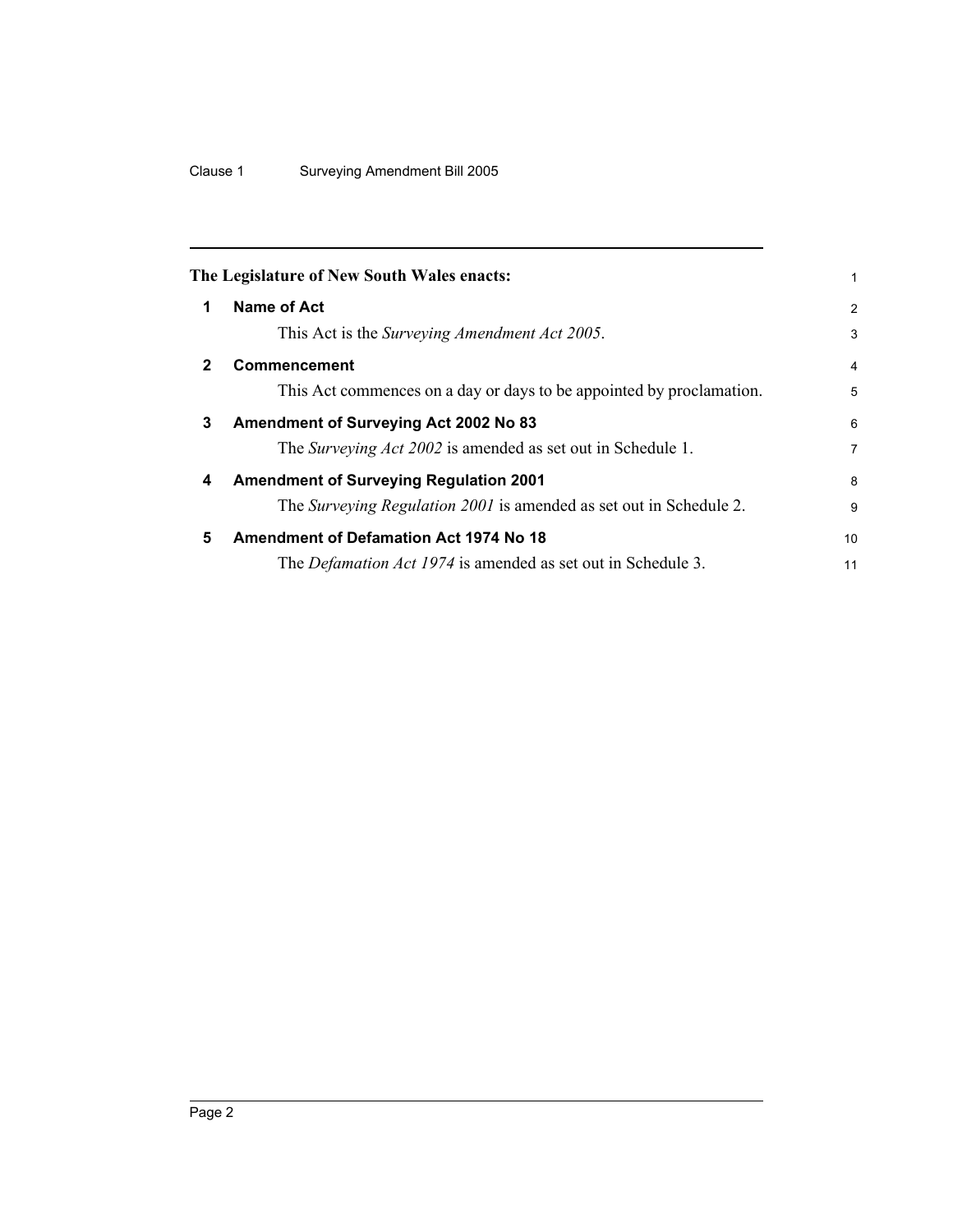The Legislature of New South Wales enacts:

## 1 Name of Act

This Act is the *Surveying Amendment Act 2005*.

## 2 Commencement

This Act commences on a day or days to be appointed by proclamation.

## 3 Amendment of Surveying Act 2002 No 83

The *Surveying Act 2002* is amended as set out in Schedule 1.

## 4 Amendment of Surveying Regulation 2001

The *Surveying Regulation 2001* is amended as set out in Schedule 2.

## 5 Amendment of Defamation Act 1974 No 18

The *Defamation Act 1974* is amended as set out in Schedule 3.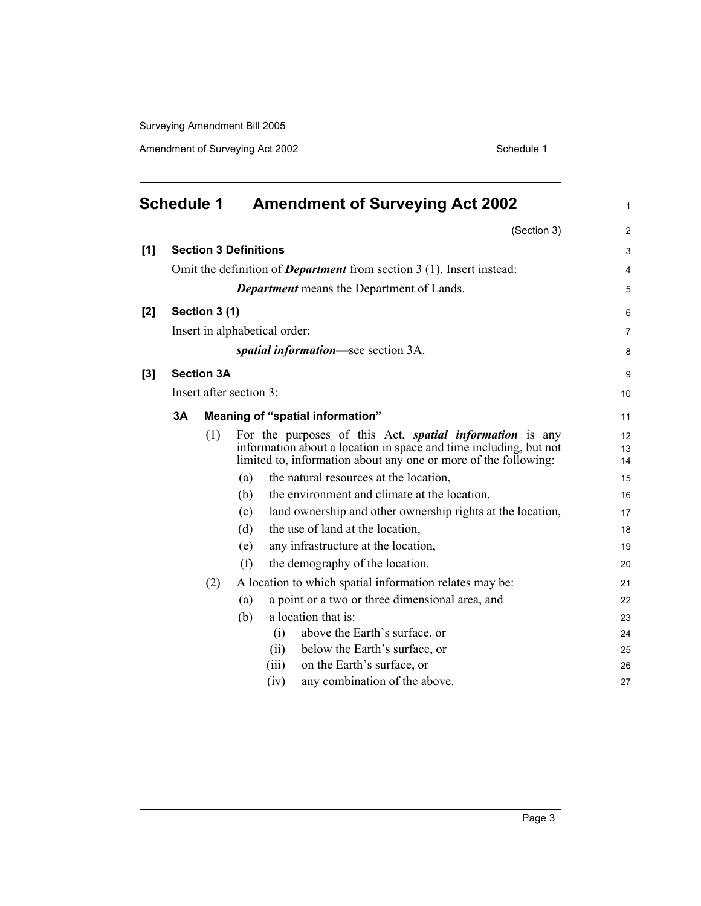# Schedule 1 Amendment of Surveying Act 2002

(Section 3)

**[1] Section 3 Definitions**

Omit the definition of ***Department*** from section 3 (1). Insert instead:

***Department*** means the Department of Lands.

**[2] Section 3 (1)**

Insert in alphabetical order:

***spatial information***—see section 3A.

**[3] Section 3A**

Insert after section 3:

**3A Meaning of "spatial information"**

(1) For the purposes of this Act, ***spatial information*** is any information about a location in space and time including, but not limited to, information about any one or more of the following:

(a) the natural resources at the location,

(b) the environment and climate at the location,

(c) land ownership and other ownership rights at the location,

(d) the use of land at the location,

(e) any infrastructure at the location,

(f) the demography of the location.

(2) A location to which spatial information relates may be:

(a) a point or a two or three dimensional area, and

(b) a location that is:

(i) above the Earth's surface, or

(ii) below the Earth's surface, or

(iii) on the Earth's surface, or

(iv) any combination of the above.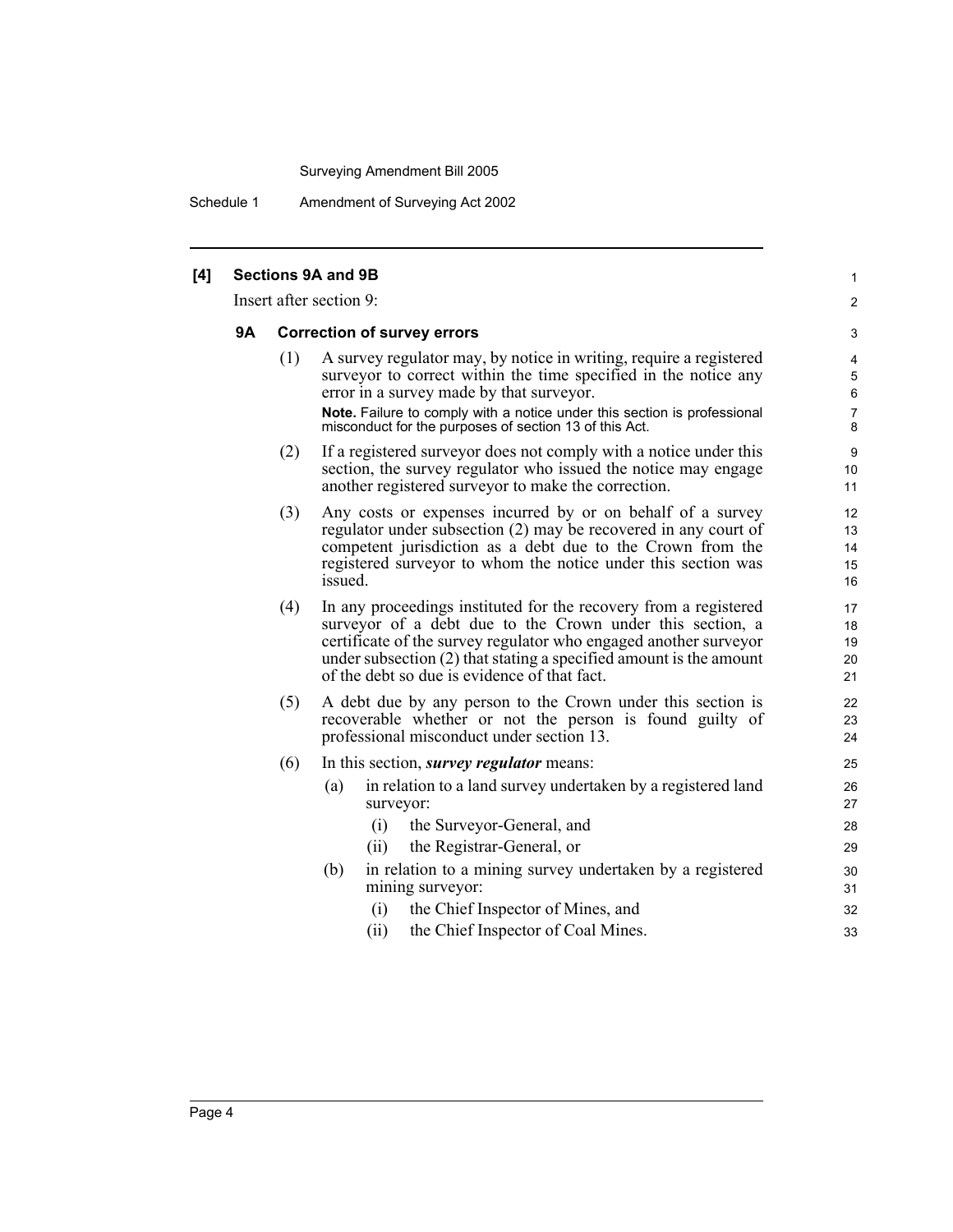### [4] Sections 9A and 9B

Insert after section 9:

#### 9A Correction of survey errors

(1) A survey regulator may, by notice in writing, require a registered surveyor to correct within the time specified in the notice any error in a survey made by that surveyor.

**Note.** Failure to comply with a notice under this section is professional misconduct for the purposes of section 13 of this Act.

(2) If a registered surveyor does not comply with a notice under this section, the survey regulator who issued the notice may engage another registered surveyor to make the correction.

(3) Any costs or expenses incurred by or on behalf of a survey regulator under subsection (2) may be recovered in any court of competent jurisdiction as a debt due to the Crown from the registered surveyor to whom the notice under this section was issued.

(4) In any proceedings instituted for the recovery from a registered surveyor of a debt due to the Crown under this section, a certificate of the survey regulator who engaged another surveyor under subsection (2) that stating a specified amount is the amount of the debt so due is evidence of that fact.

(5) A debt due by any person to the Crown under this section is recoverable whether or not the person is found guilty of professional misconduct under section 13.

(6) In this section, ***survey regulator*** means:

- (a) in relation to a land survey undertaken by a registered land surveyor:
  - (i) the Surveyor-General, and
  - (ii) the Registrar-General, or
- (b) in relation to a mining survey undertaken by a registered mining surveyor:
  - (i) the Chief Inspector of Mines, and
  - (ii) the Chief Inspector of Coal Mines.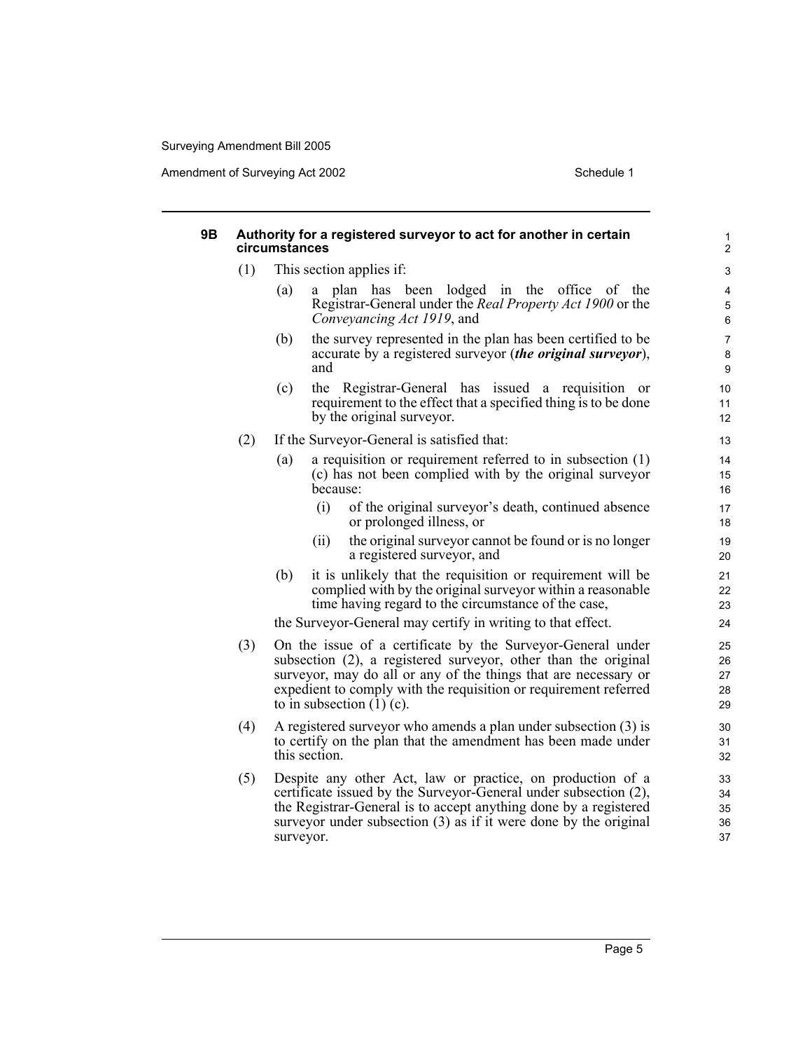#### 9B Authority for a registered surveyor to act for another in certain circumstances

(1) This section applies if:

(a) a plan has been lodged in the office of the Registrar-General under the *Real Property Act 1900* or the *Conveyancing Act 1919*, and

(b) the survey represented in the plan has been certified to be accurate by a registered surveyor (***the original surveyor***), and

(c) the Registrar-General has issued a requisition or requirement to the effect that a specified thing is to be done by the original surveyor.

(2) If the Surveyor-General is satisfied that:

(a) a requisition or requirement referred to in subsection (1) (c) has not been complied with by the original surveyor because:

(i) of the original surveyor's death, continued absence or prolonged illness, or

(ii) the original surveyor cannot be found or is no longer a registered surveyor, and

(b) it is unlikely that the requisition or requirement will be complied with by the original surveyor within a reasonable time having regard to the circumstance of the case,

the Surveyor-General may certify in writing to that effect.

(3) On the issue of a certificate by the Surveyor-General under subsection (2), a registered surveyor, other than the original surveyor, may do all or any of the things that are necessary or expedient to comply with the requisition or requirement referred to in subsection (1) (c).

(4) A registered surveyor who amends a plan under subsection (3) is to certify on the plan that the amendment has been made under this section.

(5) Despite any other Act, law or practice, on production of a certificate issued by the Surveyor-General under subsection (2), the Registrar-General is to accept anything done by a registered surveyor under subsection (3) as if it were done by the original surveyor.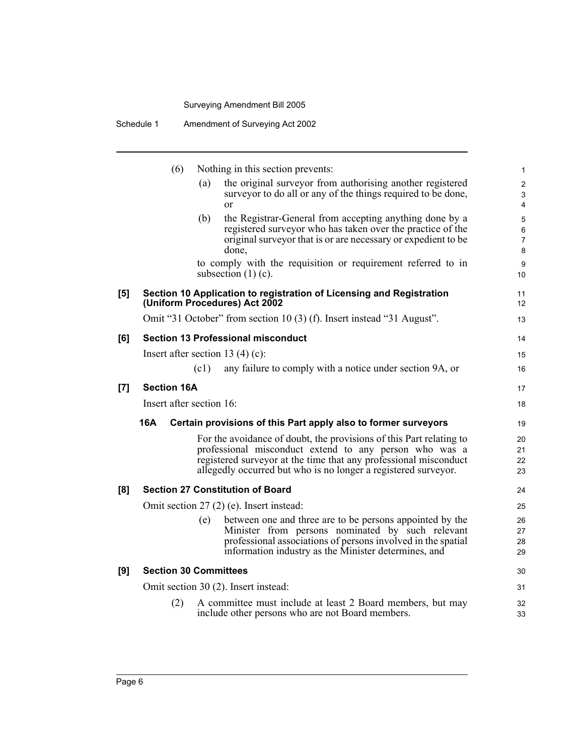(6) Nothing in this section prevents:

(a) the original surveyor from authorising another registered surveyor to do all or any of the things required to be done, or

(b) the Registrar-General from accepting anything done by a registered surveyor who has taken over the practice of the original surveyor that is or are necessary or expedient to be done,

to comply with the requisition or requirement referred to in subsection (1) (c).

**[5] Section 10 Application to registration of Licensing and Registration (Uniform Procedures) Act 2002**

Omit "31 October" from section 10 (3) (f). Insert instead "31 August".

**[6] Section 13 Professional misconduct**

Insert after section 13 (4) (c):

(c1) any failure to comply with a notice under section 9A, or

**[7] Section 16A**

Insert after section 16:

**16A Certain provisions of this Part apply also to former surveyors**

For the avoidance of doubt, the provisions of this Part relating to professional misconduct extend to any person who was a registered surveyor at the time that any professional misconduct allegedly occurred but who is no longer a registered surveyor.

**[8] Section 27 Constitution of Board**

Omit section 27 (2) (e). Insert instead:

(e) between one and three are to be persons appointed by the Minister from persons nominated by such relevant professional associations of persons involved in the spatial information industry as the Minister determines, and

**[9] Section 30 Committees**

Omit section 30 (2). Insert instead:

(2) A committee must include at least 2 Board members, but may include other persons who are not Board members.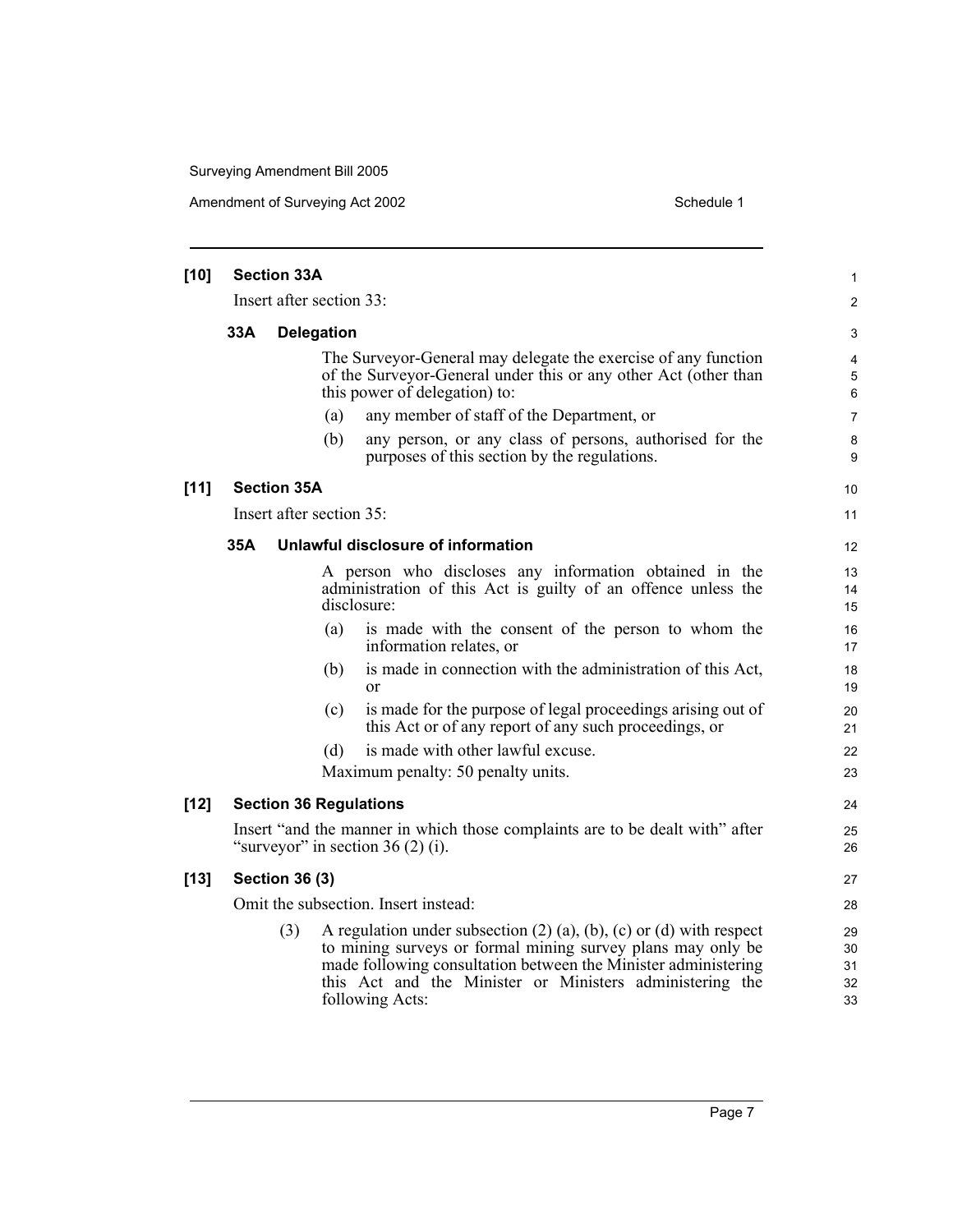**[10] Section 33A**

Insert after section 33:

**33A Delegation**

The Surveyor-General may delegate the exercise of any function of the Surveyor-General under this or any other Act (other than this power of delegation) to:

(a) any member of staff of the Department, or

(b) any person, or any class of persons, authorised for the purposes of this section by the regulations.

**[11] Section 35A**

Insert after section 35:

**35A Unlawful disclosure of information**

A person who discloses any information obtained in the administration of this Act is guilty of an offence unless the disclosure:

(a) is made with the consent of the person to whom the information relates, or

(b) is made in connection with the administration of this Act, or

(c) is made for the purpose of legal proceedings arising out of this Act or of any report of any such proceedings, or

(d) is made with other lawful excuse.

Maximum penalty: 50 penalty units.

**[12] Section 36 Regulations**

Insert "and the manner in which those complaints are to be dealt with" after "surveyor" in section 36 (2) (i).

**[13] Section 36 (3)**

Omit the subsection. Insert instead:

(3) A regulation under subsection (2) (a), (b), (c) or (d) with respect to mining surveys or formal mining survey plans may only be made following consultation between the Minister administering this Act and the Minister or Ministers administering the following Acts: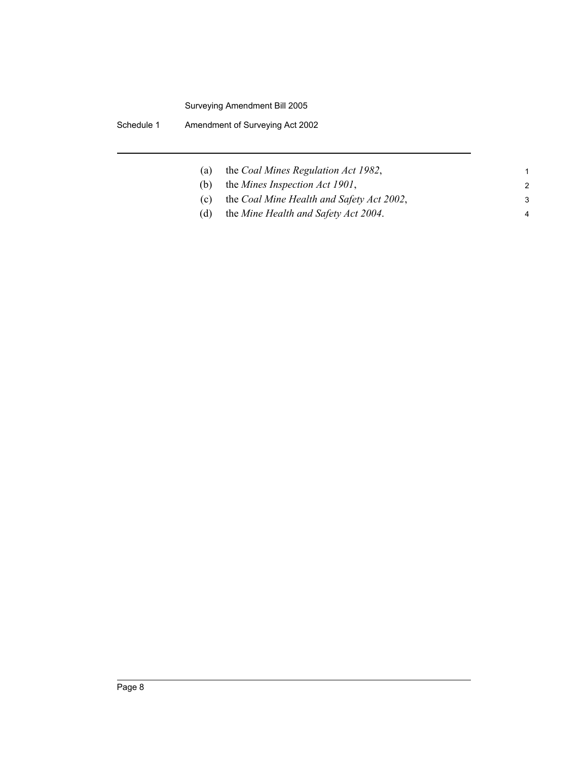(a) the *Coal Mines Regulation Act 1982*,

(b) the *Mines Inspection Act 1901*,

(c) the *Coal Mine Health and Safety Act 2002*,

(d) the *Mine Health and Safety Act 2004*.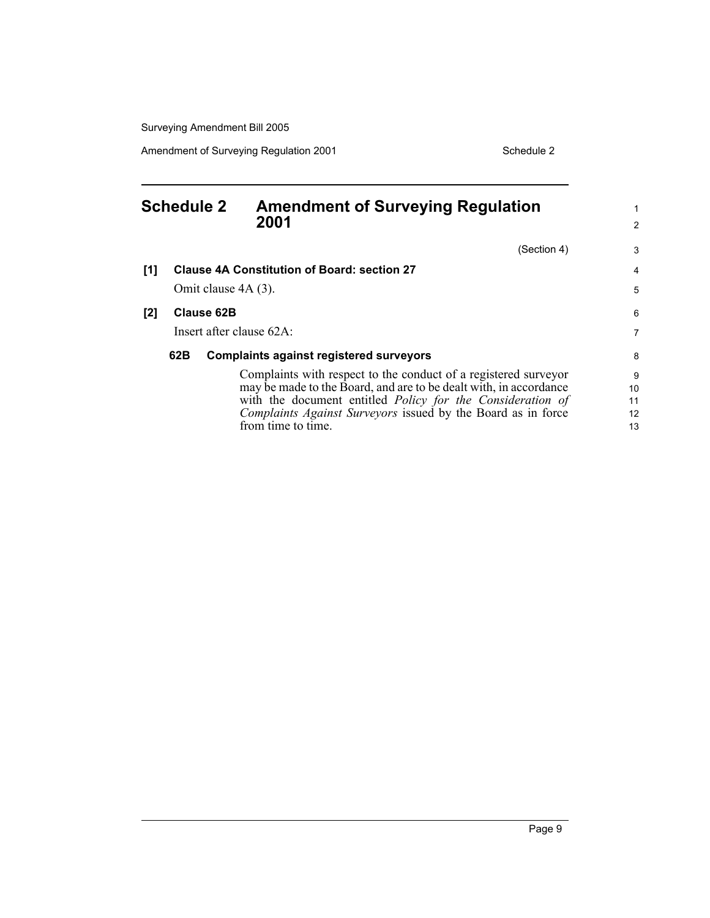# Schedule 2 Amendment of Surveying Regulation 2001

(Section 4)

**[1] Clause 4A Constitution of Board: section 27**

Omit clause 4A (3).

**[2] Clause 62B**

Insert after clause 62A:

**62B Complaints against registered surveyors**

Complaints with respect to the conduct of a registered surveyor may be made to the Board, and are to be dealt with, in accordance with the document entitled *Policy for the Consideration of Complaints Against Surveyors* issued by the Board as in force from time to time.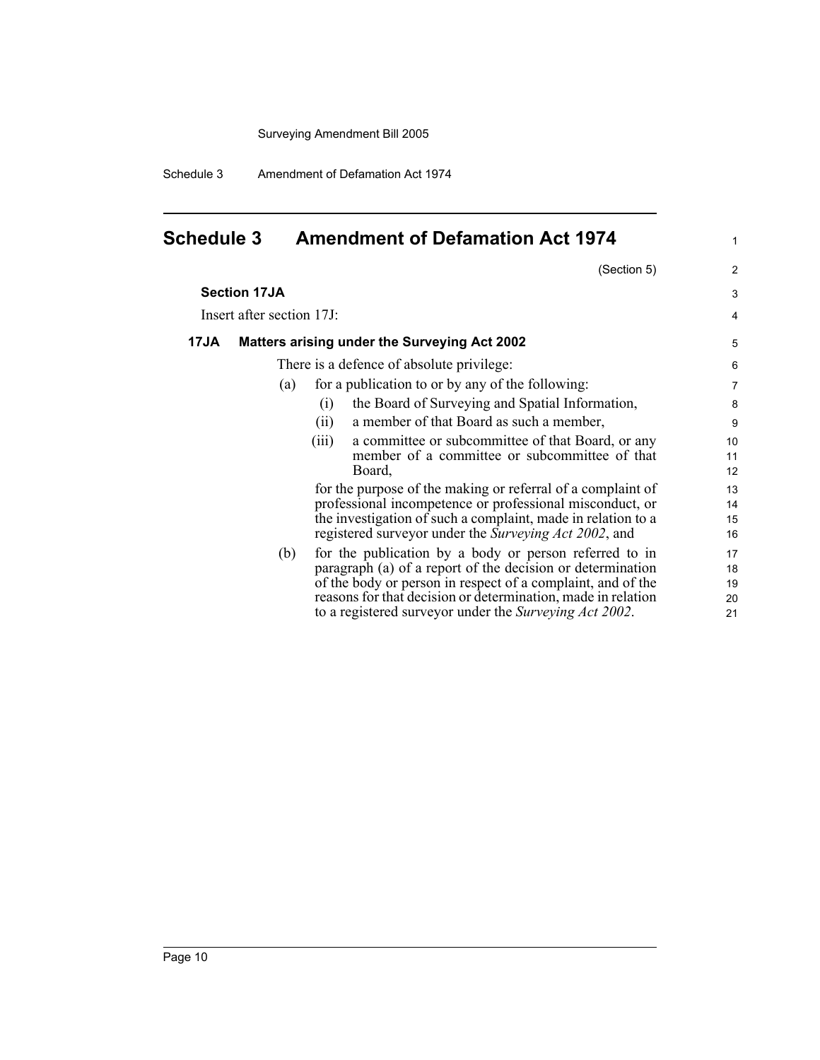## Schedule 3 Amendment of Defamation Act 1974

(Section 5)

**Section 17JA**

Insert after section 17J:

**17JA Matters arising under the Surveying Act 2002**

There is a defence of absolute privilege:

(a) for a publication to or by any of the following:

(i) the Board of Surveying and Spatial Information,

(ii) a member of that Board as such a member,

(iii) a committee or subcommittee of that Board, or any member of a committee or subcommittee of that Board,

for the purpose of the making or referral of a complaint of professional incompetence or professional misconduct, or the investigation of such a complaint, made in relation to a registered surveyor under the *Surveying Act 2002*, and

(b) for the publication by a body or person referred to in paragraph (a) of a report of the decision or determination of the body or person in respect of a complaint, and of the reasons for that decision or determination, made in relation to a registered surveyor under the *Surveying Act 2002*.